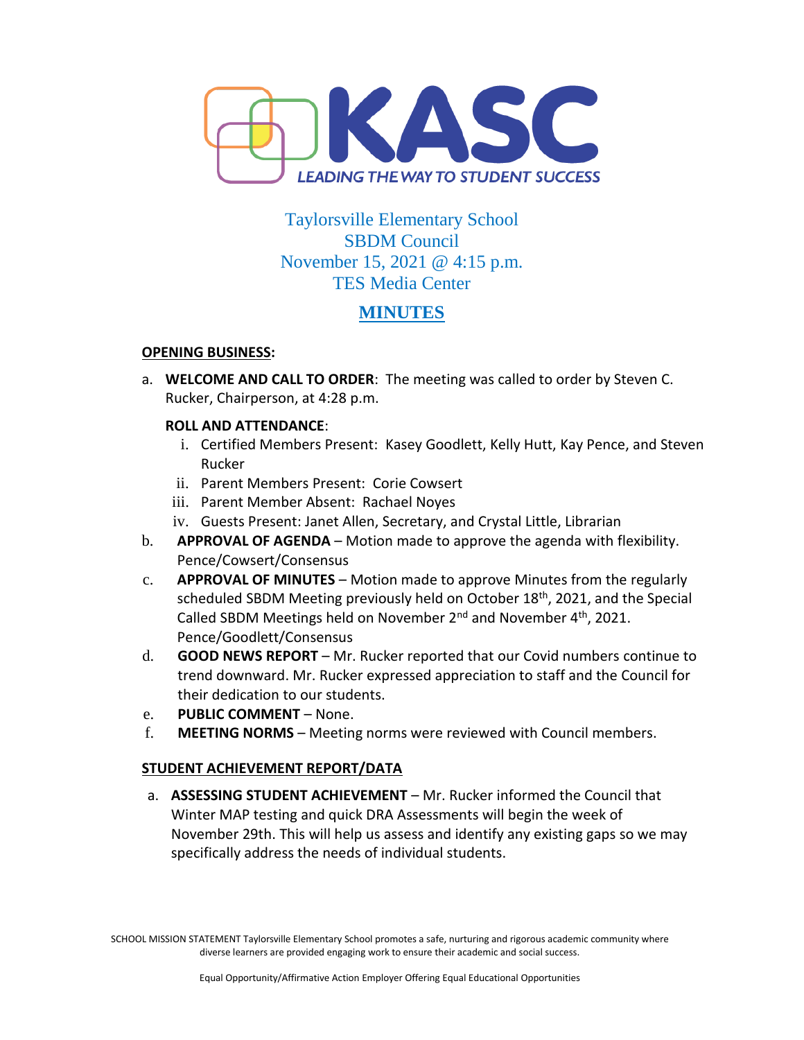KASC
LEADING THE WAY TO STUDENT SUCCESS

# Taylorsville Elementary School
SBDM Council
November 15, 2021 @ 4:15 p.m.
TES Media Center

## MINUTES

**OPENING BUSINESS:**

a. **WELCOME AND CALL TO ORDER**: The meeting was called to order by Steven C. Rucker, Chairperson, at 4:28 p.m.

   **ROLL AND ATTENDANCE**:
   i. Certified Members Present: Kasey Goodlett, Kelly Hutt, Kay Pence, and Steven Rucker
   ii. Parent Members Present: Corie Cowsert
   iii. Parent Member Absent: Rachael Noyes
   iv. Guests Present: Janet Allen, Secretary, and Crystal Little, Librarian

b. **APPROVAL OF AGENDA** – Motion made to approve the agenda with flexibility. Pence/Cowsert/Consensus

c. **APPROVAL OF MINUTES** – Motion made to approve Minutes from the regularly scheduled SBDM Meeting previously held on October 18th, 2021, and the Special Called SBDM Meetings held on November 2nd and November 4th, 2021. Pence/Goodlett/Consensus

d. **GOOD NEWS REPORT** – Mr. Rucker reported that our Covid numbers continue to trend downward. Mr. Rucker expressed appreciation to staff and the Council for their dedication to our students.

e. **PUBLIC COMMENT** – None.

f. **MEETING NORMS** – Meeting norms were reviewed with Council members.

**STUDENT ACHIEVEMENT REPORT/DATA**

a. **ASSESSING STUDENT ACHIEVEMENT** – Mr. Rucker informed the Council that Winter MAP testing and quick DRA Assessments will begin the week of November 29th. This will help us assess and identify any existing gaps so we may specifically address the needs of individual students.

SCHOOL MISSION STATEMENT Taylorsville Elementary School promotes a safe, nurturing and rigorous academic community where diverse learners are provided engaging work to ensure their academic and social success.

Equal Opportunity/Affirmative Action Employer Offering Equal Educational Opportunities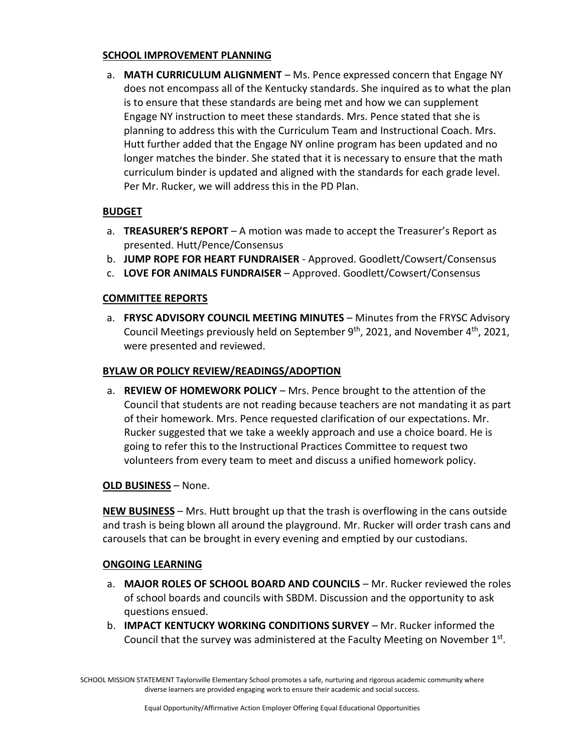## SCHOOL IMPROVEMENT PLANNING

a. **MATH CURRICULUM ALIGNMENT** – Ms. Pence expressed concern that Engage NY does not encompass all of the Kentucky standards. She inquired as to what the plan is to ensure that these standards are being met and how we can supplement Engage NY instruction to meet these standards. Mrs. Pence stated that she is planning to address this with the Curriculum Team and Instructional Coach. Mrs. Hutt further added that the Engage NY online program has been updated and no longer matches the binder. She stated that it is necessary to ensure that the math curriculum binder is updated and aligned with the standards for each grade level. Per Mr. Rucker, we will address this in the PD Plan.

## BUDGET

a. **TREASURER'S REPORT** – A motion was made to accept the Treasurer's Report as presented. Hutt/Pence/Consensus
b. **JUMP ROPE FOR HEART FUNDRAISER** - Approved. Goodlett/Cowsert/Consensus
c. **LOVE FOR ANIMALS FUNDRAISER** – Approved. Goodlett/Cowsert/Consensus

## COMMITTEE REPORTS

a. **FRYSC ADVISORY COUNCIL MEETING MINUTES** – Minutes from the FRYSC Advisory Council Meetings previously held on September 9th, 2021, and November 4th, 2021, were presented and reviewed.

## BYLAW OR POLICY REVIEW/READINGS/ADOPTION

a. **REVIEW OF HOMEWORK POLICY** – Mrs. Pence brought to the attention of the Council that students are not reading because teachers are not mandating it as part of their homework. Mrs. Pence requested clarification of our expectations. Mr. Rucker suggested that we take a weekly approach and use a choice board. He is going to refer this to the Instructional Practices Committee to request two volunteers from every team to meet and discuss a unified homework policy.

**OLD BUSINESS** – None.

**NEW BUSINESS** – Mrs. Hutt brought up that the trash is overflowing in the cans outside and trash is being blown all around the playground. Mr. Rucker will order trash cans and carousels that can be brought in every evening and emptied by our custodians.

## ONGOING LEARNING

a. **MAJOR ROLES OF SCHOOL BOARD AND COUNCILS** – Mr. Rucker reviewed the roles of school boards and councils with SBDM. Discussion and the opportunity to ask questions ensued.
b. **IMPACT KENTUCKY WORKING CONDITIONS SURVEY** – Mr. Rucker informed the Council that the survey was administered at the Faculty Meeting on November 1st.

SCHOOL MISSION STATEMENT Taylorsville Elementary School promotes a safe, nurturing and rigorous academic community where diverse learners are provided engaging work to ensure their academic and social success.

Equal Opportunity/Affirmative Action Employer Offering Equal Educational Opportunities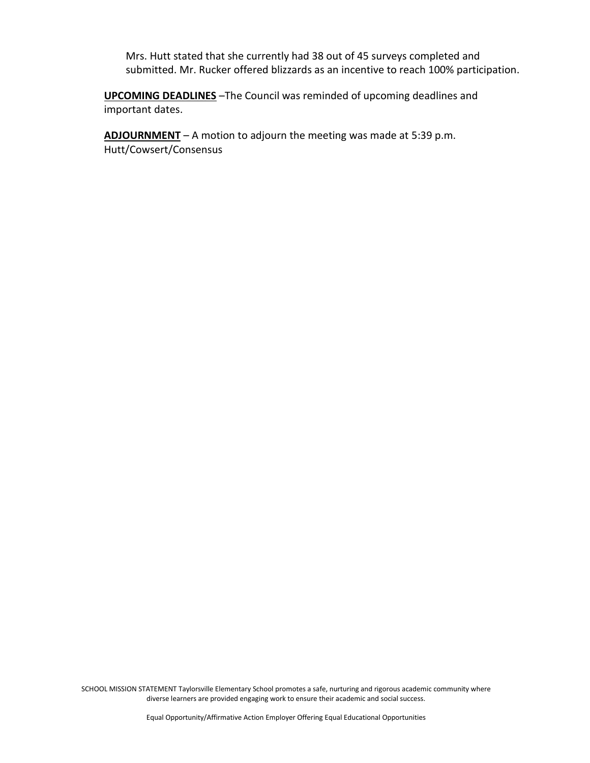Mrs. Hutt stated that she currently had 38 out of 45 surveys completed and submitted. Mr. Rucker offered blizzards as an incentive to reach 100% participation.

**<u>UPCOMING DEADLINES</u>** –The Council was reminded of upcoming deadlines and important dates.

**<u>ADJOURNMENT</u>** – A motion to adjourn the meeting was made at 5:39 p.m. Hutt/Cowsert/Consensus

SCHOOL MISSION STATEMENT Taylorsville Elementary School promotes a safe, nurturing and rigorous academic community where diverse learners are provided engaging work to ensure their academic and social success.

Equal Opportunity/Affirmative Action Employer Offering Equal Educational Opportunities